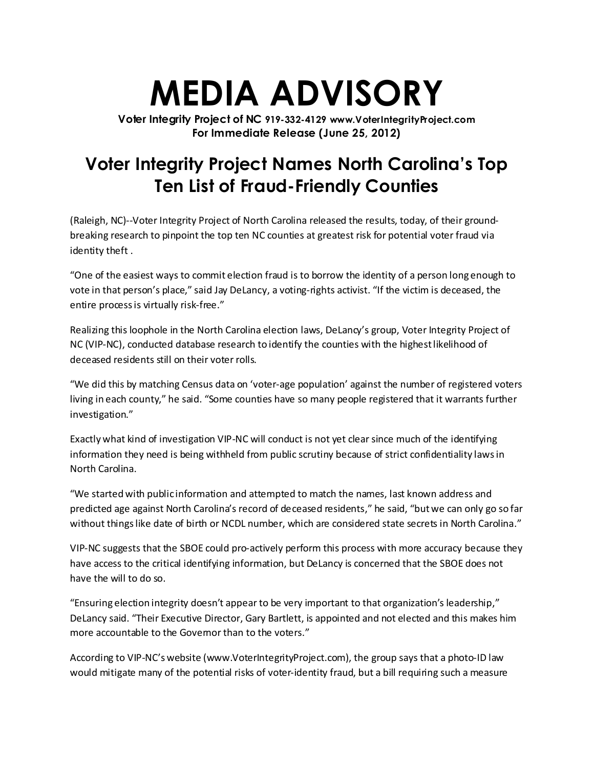# MEDIA ADVISORY

**Voter Integrity Project of NC 919-332-4129 www.VoterIntegrityProject.com**
**For Immediate Release (June 25, 2012)**

## Voter Integrity Project Names North Carolina's Top Ten List of Fraud-Friendly Counties

(Raleigh, NC)--Voter Integrity Project of North Carolina released the results, today, of their ground-breaking research to pinpoint the top ten NC counties at greatest risk for potential voter fraud via identity theft .

"One of the easiest ways to commit election fraud is to borrow the identity of a person long enough to vote in that person's place," said Jay DeLancy, a voting-rights activist. "If the victim is deceased, the entire process is virtually risk-free."

Realizing this loophole in the North Carolina election laws, DeLancy's group, Voter Integrity Project of NC (VIP-NC), conducted database research to identify the counties with the highest likelihood of deceased residents still on their voter rolls.

"We did this by matching Census data on 'voter-age population' against the number of registered voters living in each county," he said. "Some counties have so many people registered that it warrants further investigation."

Exactly what kind of investigation VIP-NC will conduct is not yet clear since much of the identifying information they need is being withheld from public scrutiny because of strict confidentiality laws in North Carolina.

"We started with public information and attempted to match the names, last known address and predicted age against North Carolina's record of deceased residents," he said, "but we can only go so far without things like date of birth or NCDL number, which are considered state secrets in North Carolina."

VIP-NC suggests that the SBOE could pro-actively perform this process with more accuracy because they have access to the critical identifying information, but DeLancy is concerned that the SBOE does not have the will to do so.

"Ensuring election integrity doesn't appear to be very important to that organization's leadership," DeLancy said. "Their Executive Director, Gary Bartlett, is appointed and not elected and this makes him more accountable to the Governor than to the voters."

According to VIP-NC's website (www.VoterIntegrityProject.com), the group says that a photo-ID law would mitigate many of the potential risks of voter-identity fraud, but a bill requiring such a measure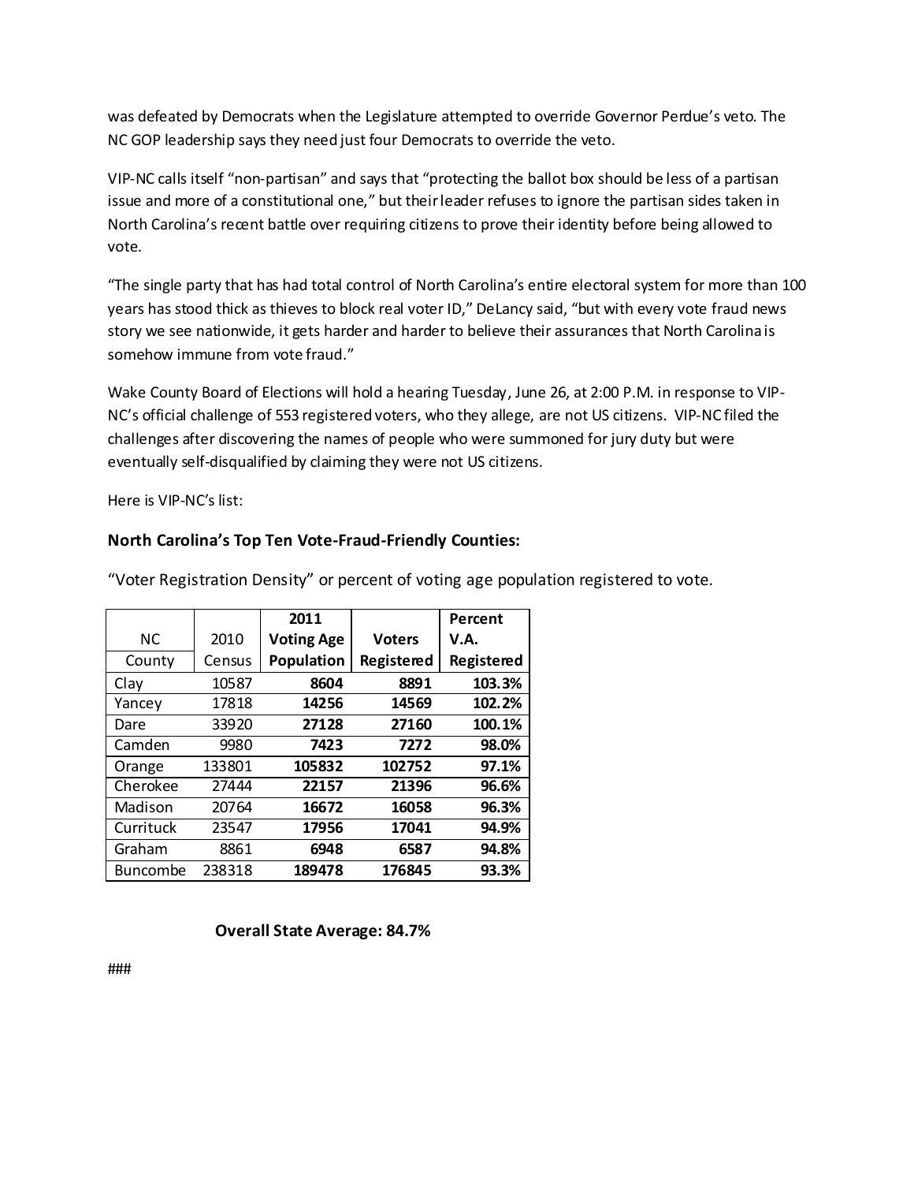was defeated by Democrats when the Legislature attempted to override Governor Perdue's veto. The NC GOP leadership says they need just four Democrats to override the veto.

VIP-NC calls itself "non-partisan" and says that "protecting the ballot box should be less of a partisan issue and more of a constitutional one," but their leader refuses to ignore the partisan sides taken in North Carolina's recent battle over requiring citizens to prove their identity before being allowed to vote.

"The single party that has had total control of North Carolina's entire electoral system for more than 100 years has stood thick as thieves to block real voter ID," DeLancy said, "but with every vote fraud news story we see nationwide, it gets harder and harder to believe their assurances that North Carolina is somehow immune from vote fraud."

Wake County Board of Elections will hold a hearing Tuesday, June 26, at 2:00 P.M. in response to VIP-NC's official challenge of 553 registered voters, who they allege, are not US citizens. VIP-NC filed the challenges after discovering the names of people who were summoned for jury duty but were eventually self-disqualified by claiming they were not US citizens.

Here is VIP-NC's list:

### North Carolina's Top Ten Vote-Fraud-Friendly Counties:

"Voter Registration Density" or percent of voting age population registered to vote.

| NC County | 2010 Census | 2011 Voting Age Population | Voters Registered | Percent V.A. Registered |
|---|---|---|---|---|
| Clay | 10587 | **8604** | **8891** | **103.3%** |
| Yancey | 17818 | **14256** | **14569** | **102.2%** |
| Dare | 33920 | **27128** | **27160** | **100.1%** |
| Camden | 9980 | **7423** | **7272** | **98.0%** |
| Orange | 133801 | **105832** | **102752** | **97.1%** |
| Cherokee | 27444 | **22157** | **21396** | **96.6%** |
| Madison | 20764 | **16672** | **16058** | **96.3%** |
| Currituck | 23547 | **17956** | **17041** | **94.9%** |
| Graham | 8861 | **6948** | **6587** | **94.8%** |
| Buncombe | 238318 | **189478** | **176845** | **93.3%** |

**Overall State Average: 84.7%**

###